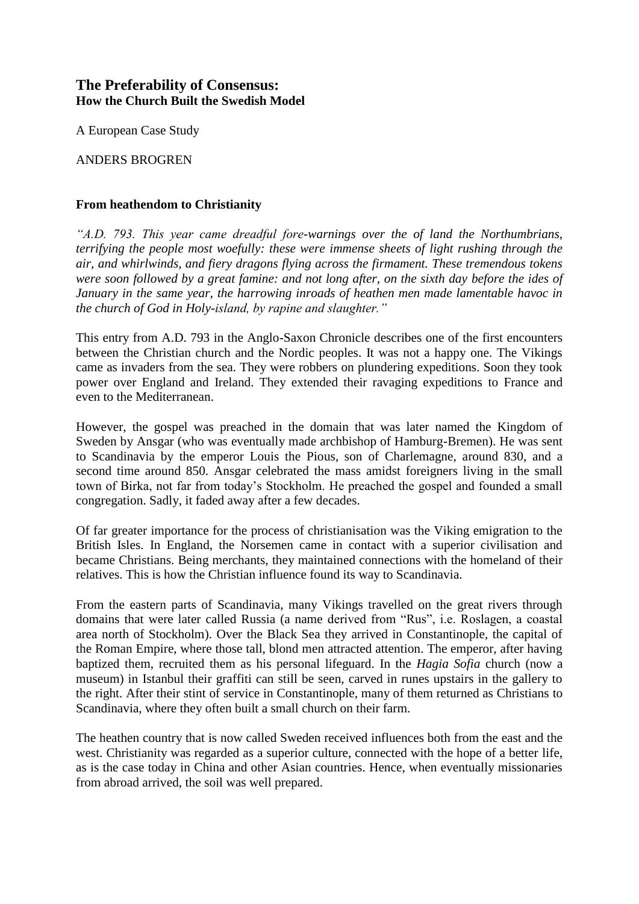# The Preferability of Consensus:
## How the Church Built the Swedish Model

A European Case Study

ANDERS BROGREN

### From heathendom to Christianity

*"A.D. 793. This year came dreadful fore-warnings over the of land the Northumbrians, terrifying the people most woefully: these were immense sheets of light rushing through the air, and whirlwinds, and fiery dragons flying across the firmament. These tremendous tokens were soon followed by a great famine: and not long after, on the sixth day before the ides of January in the same year, the harrowing inroads of heathen men made lamentable havoc in the church of God in Holy-island, by rapine and slaughter."*

This entry from A.D. 793 in the Anglo-Saxon Chronicle describes one of the first encounters between the Christian church and the Nordic peoples. It was not a happy one. The Vikings came as invaders from the sea. They were robbers on plundering expeditions. Soon they took power over England and Ireland. They extended their ravaging expeditions to France and even to the Mediterranean.

However, the gospel was preached in the domain that was later named the Kingdom of Sweden by Ansgar (who was eventually made archbishop of Hamburg-Bremen). He was sent to Scandinavia by the emperor Louis the Pious, son of Charlemagne, around 830, and a second time around 850. Ansgar celebrated the mass amidst foreigners living in the small town of Birka, not far from today's Stockholm. He preached the gospel and founded a small congregation. Sadly, it faded away after a few decades.

Of far greater importance for the process of christianisation was the Viking emigration to the British Isles. In England, the Norsemen came in contact with a superior civilisation and became Christians. Being merchants, they maintained connections with the homeland of their relatives. This is how the Christian influence found its way to Scandinavia.

From the eastern parts of Scandinavia, many Vikings travelled on the great rivers through domains that were later called Russia (a name derived from "Rus", i.e. Roslagen, a coastal area north of Stockholm). Over the Black Sea they arrived in Constantinople, the capital of the Roman Empire, where those tall, blond men attracted attention. The emperor, after having baptized them, recruited them as his personal lifeguard. In the *Hagia Sofia* church (now a museum) in Istanbul their graffiti can still be seen, carved in runes upstairs in the gallery to the right. After their stint of service in Constantinople, many of them returned as Christians to Scandinavia, where they often built a small church on their farm.

The heathen country that is now called Sweden received influences both from the east and the west. Christianity was regarded as a superior culture, connected with the hope of a better life, as is the case today in China and other Asian countries. Hence, when eventually missionaries from abroad arrived, the soil was well prepared.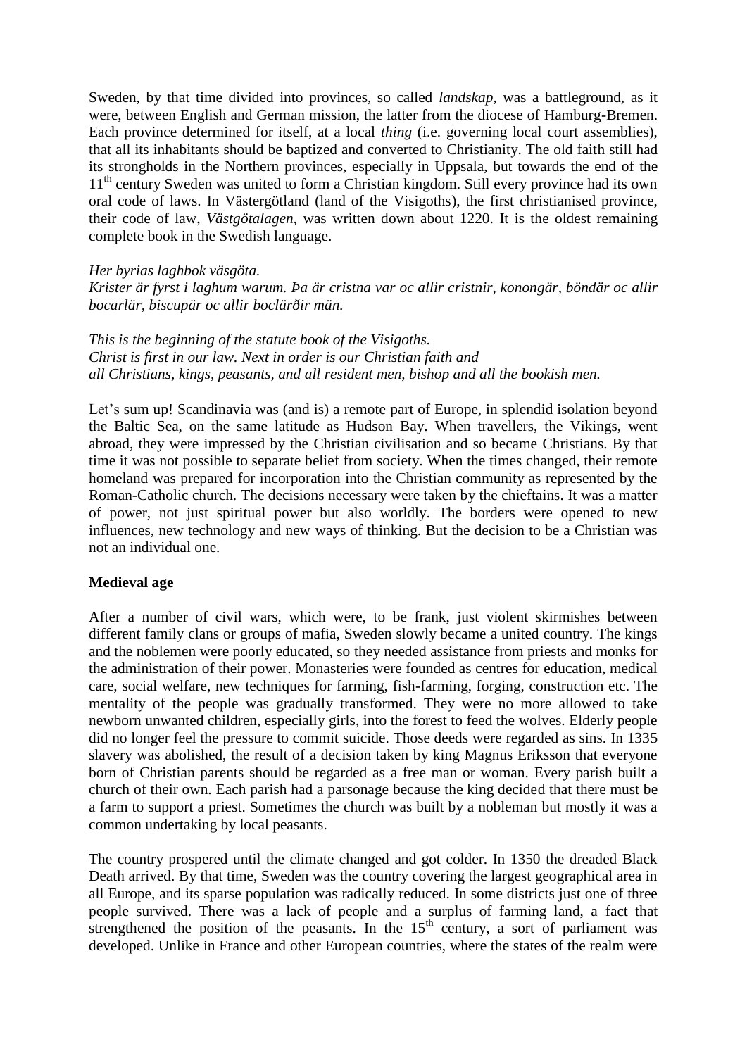Sweden, by that time divided into provinces, so called *landskap*, was a battleground, as it were, between English and German mission, the latter from the diocese of Hamburg-Bremen. Each province determined for itself, at a local *thing* (i.e. governing local court assemblies), that all its inhabitants should be baptized and converted to Christianity. The old faith still had its strongholds in the Northern provinces, especially in Uppsala, but towards the end of the 11th century Sweden was united to form a Christian kingdom. Still every province had its own oral code of laws. In Västergötland (land of the Visigoths), the first christianised province, their code of law, *Västgötalagen*, was written down about 1220. It is the oldest remaining complete book in the Swedish language.

*Her byrias laghbok väsgöta.*
*Krister är fyrst i laghum warum. Þa är cristna var oc allir cristnir, konongär, böndär oc allir bocarlär, biscupär oc allir boclärðir män.*

*This is the beginning of the statute book of the Visigoths.*
*Christ is first in our law. Next in order is our Christian faith and*
*all Christians, kings, peasants, and all resident men, bishop and all the bookish men.*

Let's sum up! Scandinavia was (and is) a remote part of Europe, in splendid isolation beyond the Baltic Sea, on the same latitude as Hudson Bay. When travellers, the Vikings, went abroad, they were impressed by the Christian civilisation and so became Christians. By that time it was not possible to separate belief from society. When the times changed, their remote homeland was prepared for incorporation into the Christian community as represented by the Roman-Catholic church. The decisions necessary were taken by the chieftains. It was a matter of power, not just spiritual power but also worldly. The borders were opened to new influences, new technology and new ways of thinking. But the decision to be a Christian was not an individual one.

**Medieval age**

After a number of civil wars, which were, to be frank, just violent skirmishes between different family clans or groups of mafia, Sweden slowly became a united country. The kings and the noblemen were poorly educated, so they needed assistance from priests and monks for the administration of their power. Monasteries were founded as centres for education, medical care, social welfare, new techniques for farming, fish-farming, forging, construction etc. The mentality of the people was gradually transformed. They were no more allowed to take newborn unwanted children, especially girls, into the forest to feed the wolves. Elderly people did no longer feel the pressure to commit suicide. Those deeds were regarded as sins. In 1335 slavery was abolished, the result of a decision taken by king Magnus Eriksson that everyone born of Christian parents should be regarded as a free man or woman. Every parish built a church of their own. Each parish had a parsonage because the king decided that there must be a farm to support a priest. Sometimes the church was built by a nobleman but mostly it was a common undertaking by local peasants.

The country prospered until the climate changed and got colder. In 1350 the dreaded Black Death arrived. By that time, Sweden was the country covering the largest geographical area in all Europe, and its sparse population was radically reduced. In some districts just one of three people survived. There was a lack of people and a surplus of farming land, a fact that strengthened the position of the peasants. In the 15th century, a sort of parliament was developed. Unlike in France and other European countries, where the states of the realm were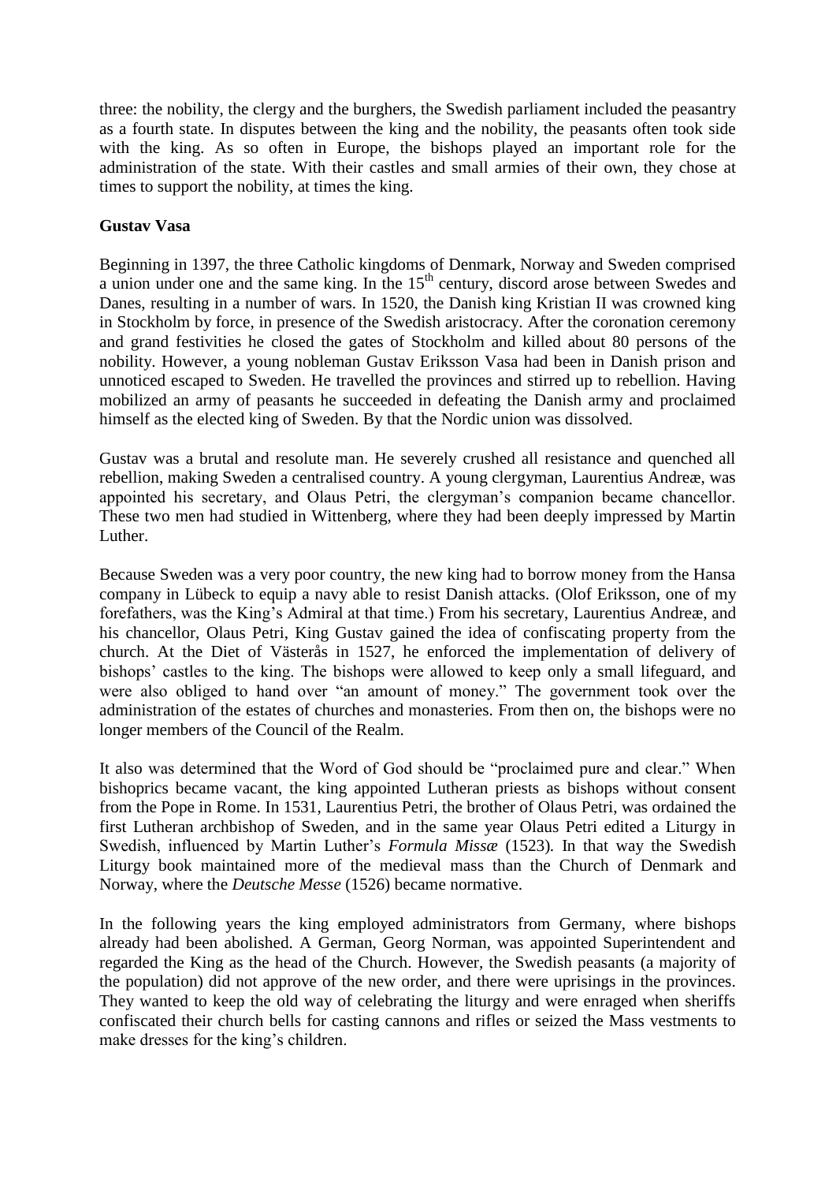three: the nobility, the clergy and the burghers, the Swedish parliament included the peasantry as a fourth state. In disputes between the king and the nobility, the peasants often took side with the king. As so often in Europe, the bishops played an important role for the administration of the state. With their castles and small armies of their own, they chose at times to support the nobility, at times the king.

**Gustav Vasa**

Beginning in 1397, the three Catholic kingdoms of Denmark, Norway and Sweden comprised a union under one and the same king. In the 15th century, discord arose between Swedes and Danes, resulting in a number of wars. In 1520, the Danish king Kristian II was crowned king in Stockholm by force, in presence of the Swedish aristocracy. After the coronation ceremony and grand festivities he closed the gates of Stockholm and killed about 80 persons of the nobility. However, a young nobleman Gustav Eriksson Vasa had been in Danish prison and unnoticed escaped to Sweden. He travelled the provinces and stirred up to rebellion. Having mobilized an army of peasants he succeeded in defeating the Danish army and proclaimed himself as the elected king of Sweden. By that the Nordic union was dissolved.

Gustav was a brutal and resolute man. He severely crushed all resistance and quenched all rebellion, making Sweden a centralised country. A young clergyman, Laurentius Andreæ, was appointed his secretary, and Olaus Petri, the clergyman's companion became chancellor. These two men had studied in Wittenberg, where they had been deeply impressed by Martin Luther.

Because Sweden was a very poor country, the new king had to borrow money from the Hansa company in Lübeck to equip a navy able to resist Danish attacks. (Olof Eriksson, one of my forefathers, was the King's Admiral at that time.) From his secretary, Laurentius Andreæ, and his chancellor, Olaus Petri, King Gustav gained the idea of confiscating property from the church. At the Diet of Västerås in 1527, he enforced the implementation of delivery of bishops' castles to the king. The bishops were allowed to keep only a small lifeguard, and were also obliged to hand over "an amount of money." The government took over the administration of the estates of churches and monasteries. From then on, the bishops were no longer members of the Council of the Realm.

It also was determined that the Word of God should be "proclaimed pure and clear." When bishoprics became vacant, the king appointed Lutheran priests as bishops without consent from the Pope in Rome. In 1531, Laurentius Petri, the brother of Olaus Petri, was ordained the first Lutheran archbishop of Sweden, and in the same year Olaus Petri edited a Liturgy in Swedish, influenced by Martin Luther's *Formula Missæ* (1523). In that way the Swedish Liturgy book maintained more of the medieval mass than the Church of Denmark and Norway, where the *Deutsche Messe* (1526) became normative.

In the following years the king employed administrators from Germany, where bishops already had been abolished. A German, Georg Norman, was appointed Superintendent and regarded the King as the head of the Church. However, the Swedish peasants (a majority of the population) did not approve of the new order, and there were uprisings in the provinces. They wanted to keep the old way of celebrating the liturgy and were enraged when sheriffs confiscated their church bells for casting cannons and rifles or seized the Mass vestments to make dresses for the king's children.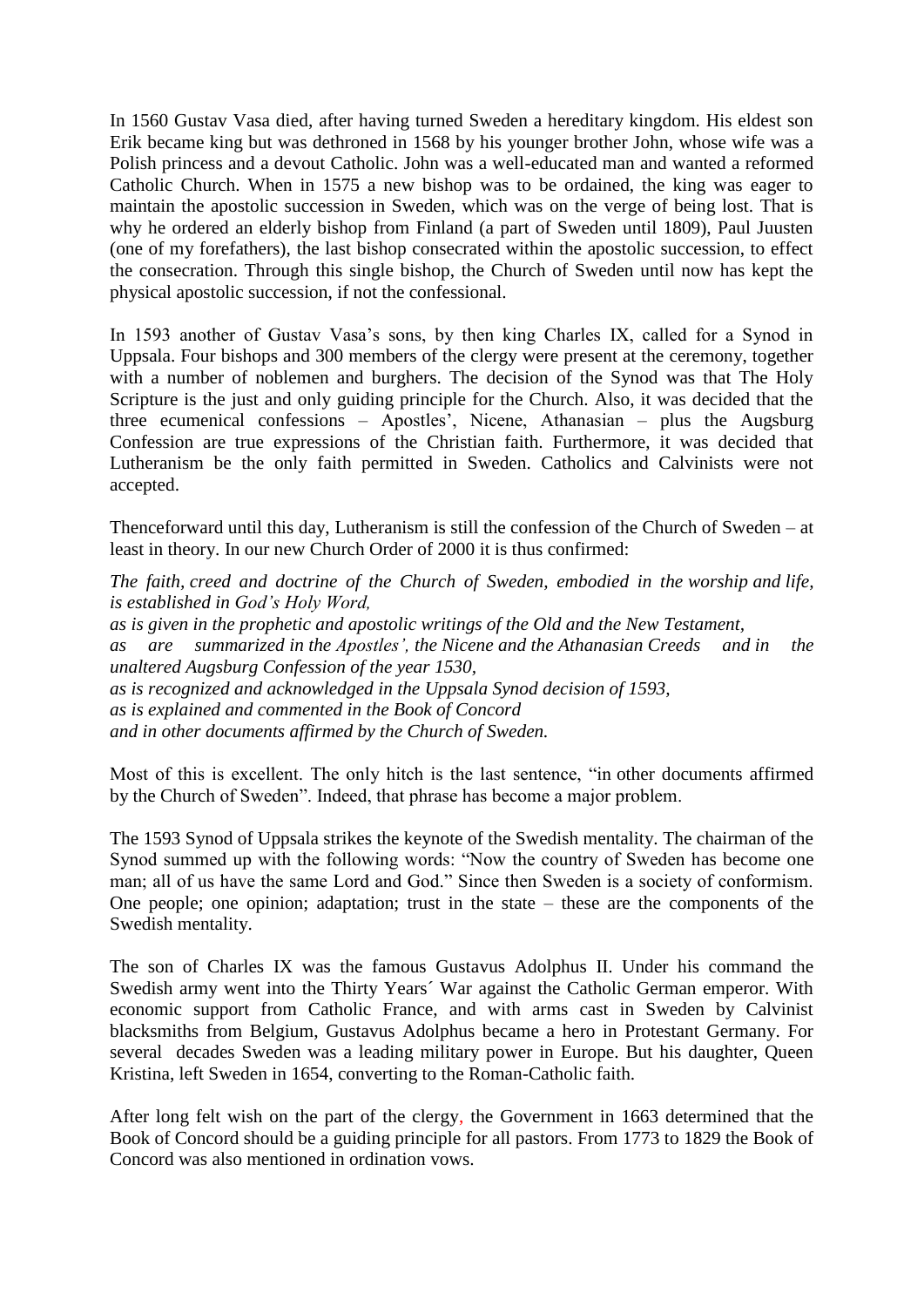In 1560 Gustav Vasa died, after having turned Sweden a hereditary kingdom. His eldest son Erik became king but was dethroned in 1568 by his younger brother John, whose wife was a Polish princess and a devout Catholic. John was a well-educated man and wanted a reformed Catholic Church. When in 1575 a new bishop was to be ordained, the king was eager to maintain the apostolic succession in Sweden, which was on the verge of being lost. That is why he ordered an elderly bishop from Finland (a part of Sweden until 1809), Paul Juusten (one of my forefathers), the last bishop consecrated within the apostolic succession, to effect the consecration. Through this single bishop, the Church of Sweden until now has kept the physical apostolic succession, if not the confessional.

In 1593 another of Gustav Vasa's sons, by then king Charles IX, called for a Synod in Uppsala. Four bishops and 300 members of the clergy were present at the ceremony, together with a number of noblemen and burghers. The decision of the Synod was that The Holy Scripture is the just and only guiding principle for the Church. Also, it was decided that the three ecumenical confessions – Apostles', Nicene, Athanasian – plus the Augsburg Confession are true expressions of the Christian faith. Furthermore, it was decided that Lutheranism be the only faith permitted in Sweden. Catholics and Calvinists were not accepted.

Thenceforward until this day, Lutheranism is still the confession of the Church of Sweden – at least in theory. In our new Church Order of 2000 it is thus confirmed:

*The faith, creed and doctrine of the Church of Sweden, embodied in the worship and life, is established in God's Holy Word,*
*as is given in the prophetic and apostolic writings of the Old and the New Testament,*
*as are summarized in the Apostles', the Nicene and the Athanasian Creeds and in the unaltered Augsburg Confession of the year 1530,*
*as is recognized and acknowledged in the Uppsala Synod decision of 1593,*
*as is explained and commented in the Book of Concord*
*and in other documents affirmed by the Church of Sweden.*

Most of this is excellent. The only hitch is the last sentence, "in other documents affirmed by the Church of Sweden". Indeed, that phrase has become a major problem.

The 1593 Synod of Uppsala strikes the keynote of the Swedish mentality. The chairman of the Synod summed up with the following words: "Now the country of Sweden has become one man; all of us have the same Lord and God." Since then Sweden is a society of conformism. One people; one opinion; adaptation; trust in the state – these are the components of the Swedish mentality.

The son of Charles IX was the famous Gustavus Adolphus II. Under his command the Swedish army went into the Thirty Years´ War against the Catholic German emperor. With economic support from Catholic France, and with arms cast in Sweden by Calvinist blacksmiths from Belgium, Gustavus Adolphus became a hero in Protestant Germany. For several decades Sweden was a leading military power in Europe. But his daughter, Queen Kristina, left Sweden in 1654, converting to the Roman-Catholic faith.

After long felt wish on the part of the clergy, the Government in 1663 determined that the Book of Concord should be a guiding principle for all pastors. From 1773 to 1829 the Book of Concord was also mentioned in ordination vows.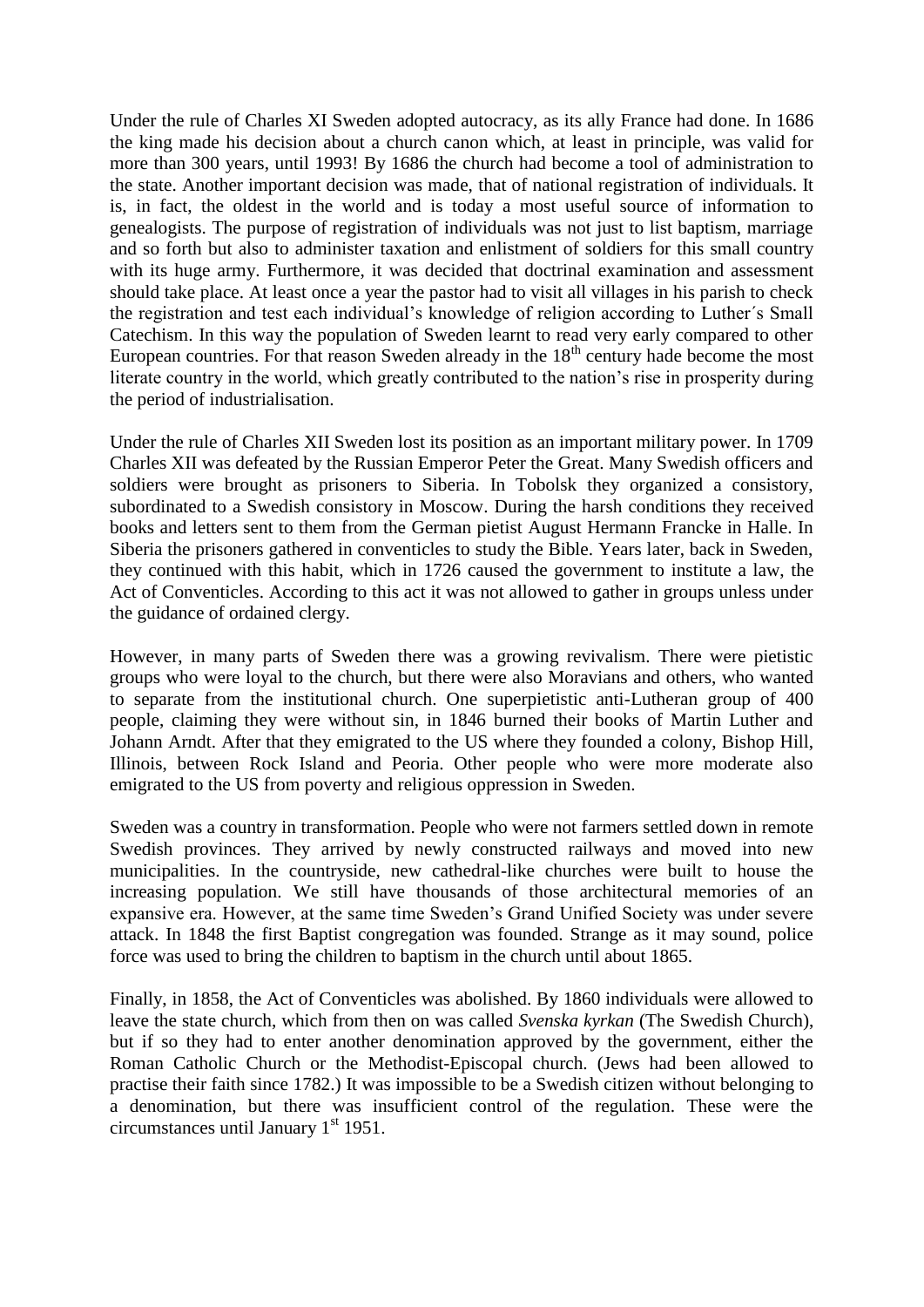Under the rule of Charles XI Sweden adopted autocracy, as its ally France had done. In 1686 the king made his decision about a church canon which, at least in principle, was valid for more than 300 years, until 1993! By 1686 the church had become a tool of administration to the state. Another important decision was made, that of national registration of individuals. It is, in fact, the oldest in the world and is today a most useful source of information to genealogists. The purpose of registration of individuals was not just to list baptism, marriage and so forth but also to administer taxation and enlistment of soldiers for this small country with its huge army. Furthermore, it was decided that doctrinal examination and assessment should take place. At least once a year the pastor had to visit all villages in his parish to check the registration and test each individual's knowledge of religion according to Luther´s Small Catechism. In this way the population of Sweden learnt to read very early compared to other European countries. For that reason Sweden already in the 18th century hade become the most literate country in the world, which greatly contributed to the nation's rise in prosperity during the period of industrialisation.

Under the rule of Charles XII Sweden lost its position as an important military power. In 1709 Charles XII was defeated by the Russian Emperor Peter the Great. Many Swedish officers and soldiers were brought as prisoners to Siberia. In Tobolsk they organized a consistory, subordinated to a Swedish consistory in Moscow. During the harsh conditions they received books and letters sent to them from the German pietist August Hermann Francke in Halle. In Siberia the prisoners gathered in conventicles to study the Bible. Years later, back in Sweden, they continued with this habit, which in 1726 caused the government to institute a law, the Act of Conventicles. According to this act it was not allowed to gather in groups unless under the guidance of ordained clergy.

However, in many parts of Sweden there was a growing revivalism. There were pietistic groups who were loyal to the church, but there were also Moravians and others, who wanted to separate from the institutional church. One superpietistic anti-Lutheran group of 400 people, claiming they were without sin, in 1846 burned their books of Martin Luther and Johann Arndt. After that they emigrated to the US where they founded a colony, Bishop Hill, Illinois, between Rock Island and Peoria. Other people who were more moderate also emigrated to the US from poverty and religious oppression in Sweden.

Sweden was a country in transformation. People who were not farmers settled down in remote Swedish provinces. They arrived by newly constructed railways and moved into new municipalities. In the countryside, new cathedral-like churches were built to house the increasing population. We still have thousands of those architectural memories of an expansive era. However, at the same time Sweden's Grand Unified Society was under severe attack. In 1848 the first Baptist congregation was founded. Strange as it may sound, police force was used to bring the children to baptism in the church until about 1865.

Finally, in 1858, the Act of Conventicles was abolished. By 1860 individuals were allowed to leave the state church, which from then on was called *Svenska kyrkan* (The Swedish Church), but if so they had to enter another denomination approved by the government, either the Roman Catholic Church or the Methodist-Episcopal church. (Jews had been allowed to practise their faith since 1782.) It was impossible to be a Swedish citizen without belonging to a denomination, but there was insufficient control of the regulation. These were the circumstances until January 1st 1951.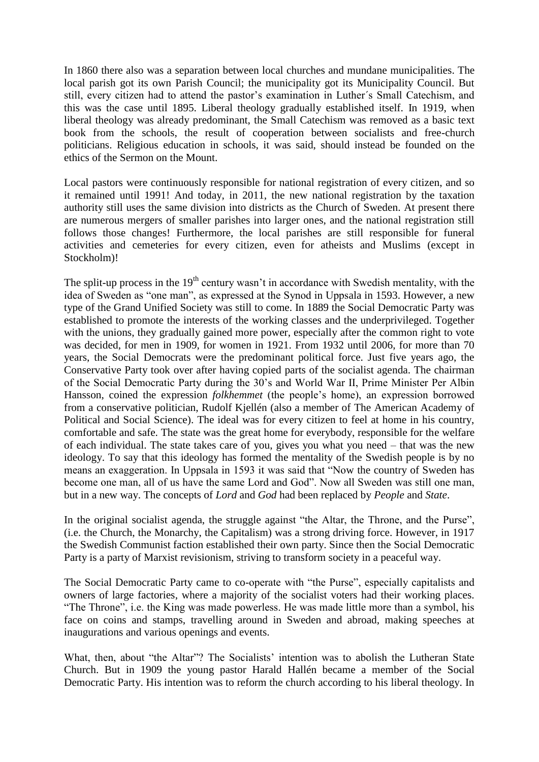In 1860 there also was a separation between local churches and mundane municipalities. The local parish got its own Parish Council; the municipality got its Municipality Council. But still, every citizen had to attend the pastor's examination in Luther´s Small Catechism, and this was the case until 1895. Liberal theology gradually established itself. In 1919, when liberal theology was already predominant, the Small Catechism was removed as a basic text book from the schools, the result of cooperation between socialists and free-church politicians. Religious education in schools, it was said, should instead be founded on the ethics of the Sermon on the Mount.

Local pastors were continuously responsible for national registration of every citizen, and so it remained until 1991! And today, in 2011, the new national registration by the taxation authority still uses the same division into districts as the Church of Sweden. At present there are numerous mergers of smaller parishes into larger ones, and the national registration still follows those changes! Furthermore, the local parishes are still responsible for funeral activities and cemeteries for every citizen, even for atheists and Muslims (except in Stockholm)!

The split-up process in the 19th century wasn't in accordance with Swedish mentality, with the idea of Sweden as "one man", as expressed at the Synod in Uppsala in 1593. However, a new type of the Grand Unified Society was still to come. In 1889 the Social Democratic Party was established to promote the interests of the working classes and the underprivileged. Together with the unions, they gradually gained more power, especially after the common right to vote was decided, for men in 1909, for women in 1921. From 1932 until 2006, for more than 70 years, the Social Democrats were the predominant political force. Just five years ago, the Conservative Party took over after having copied parts of the socialist agenda. The chairman of the Social Democratic Party during the 30's and World War II, Prime Minister Per Albin Hansson, coined the expression *folkhemmet* (the people's home), an expression borrowed from a conservative politician, Rudolf Kjellén (also a member of The American Academy of Political and Social Science). The ideal was for every citizen to feel at home in his country, comfortable and safe. The state was the great home for everybody, responsible for the welfare of each individual. The state takes care of you, gives you what you need – that was the new ideology. To say that this ideology has formed the mentality of the Swedish people is by no means an exaggeration. In Uppsala in 1593 it was said that "Now the country of Sweden has become one man, all of us have the same Lord and God". Now all Sweden was still one man, but in a new way. The concepts of *Lord* and *God* had been replaced by *People* and *State*.

In the original socialist agenda, the struggle against "the Altar, the Throne, and the Purse", (i.e. the Church, the Monarchy, the Capitalism) was a strong driving force. However, in 1917 the Swedish Communist faction established their own party. Since then the Social Democratic Party is a party of Marxist revisionism, striving to transform society in a peaceful way.

The Social Democratic Party came to co-operate with "the Purse", especially capitalists and owners of large factories, where a majority of the socialist voters had their working places. "The Throne", i.e. the King was made powerless. He was made little more than a symbol, his face on coins and stamps, travelling around in Sweden and abroad, making speeches at inaugurations and various openings and events.

What, then, about "the Altar"? The Socialists' intention was to abolish the Lutheran State Church. But in 1909 the young pastor Harald Hallén became a member of the Social Democratic Party. His intention was to reform the church according to his liberal theology. In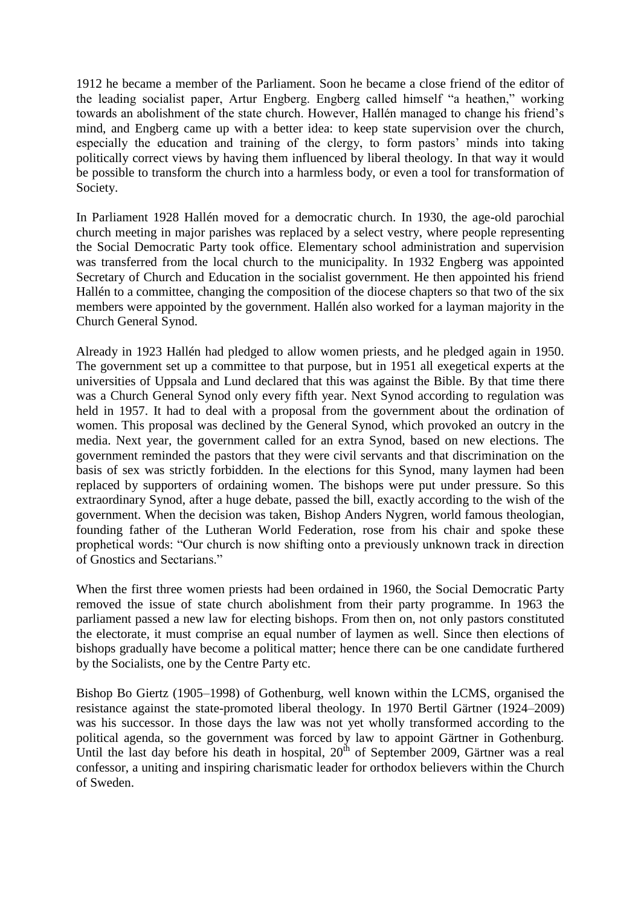1912 he became a member of the Parliament. Soon he became a close friend of the editor of the leading socialist paper, Artur Engberg. Engberg called himself "a heathen," working towards an abolishment of the state church. However, Hallén managed to change his friend's mind, and Engberg came up with a better idea: to keep state supervision over the church, especially the education and training of the clergy, to form pastors' minds into taking politically correct views by having them influenced by liberal theology. In that way it would be possible to transform the church into a harmless body, or even a tool for transformation of Society.

In Parliament 1928 Hallén moved for a democratic church. In 1930, the age-old parochial church meeting in major parishes was replaced by a select vestry, where people representing the Social Democratic Party took office. Elementary school administration and supervision was transferred from the local church to the municipality. In 1932 Engberg was appointed Secretary of Church and Education in the socialist government. He then appointed his friend Hallén to a committee, changing the composition of the diocese chapters so that two of the six members were appointed by the government. Hallén also worked for a layman majority in the Church General Synod.

Already in 1923 Hallén had pledged to allow women priests, and he pledged again in 1950. The government set up a committee to that purpose, but in 1951 all exegetical experts at the universities of Uppsala and Lund declared that this was against the Bible. By that time there was a Church General Synod only every fifth year. Next Synod according to regulation was held in 1957. It had to deal with a proposal from the government about the ordination of women. This proposal was declined by the General Synod, which provoked an outcry in the media. Next year, the government called for an extra Synod, based on new elections. The government reminded the pastors that they were civil servants and that discrimination on the basis of sex was strictly forbidden. In the elections for this Synod, many laymen had been replaced by supporters of ordaining women. The bishops were put under pressure. So this extraordinary Synod, after a huge debate, passed the bill, exactly according to the wish of the government. When the decision was taken, Bishop Anders Nygren, world famous theologian, founding father of the Lutheran World Federation, rose from his chair and spoke these prophetical words: "Our church is now shifting onto a previously unknown track in direction of Gnostics and Sectarians."

When the first three women priests had been ordained in 1960, the Social Democratic Party removed the issue of state church abolishment from their party programme. In 1963 the parliament passed a new law for electing bishops. From then on, not only pastors constituted the electorate, it must comprise an equal number of laymen as well. Since then elections of bishops gradually have become a political matter; hence there can be one candidate furthered by the Socialists, one by the Centre Party etc.

Bishop Bo Giertz (1905–1998) of Gothenburg, well known within the LCMS, organised the resistance against the state-promoted liberal theology. In 1970 Bertil Gärtner (1924–2009) was his successor. In those days the law was not yet wholly transformed according to the political agenda, so the government was forced by law to appoint Gärtner in Gothenburg. Until the last day before his death in hospital, 20th of September 2009, Gärtner was a real confessor, a uniting and inspiring charismatic leader for orthodox believers within the Church of Sweden.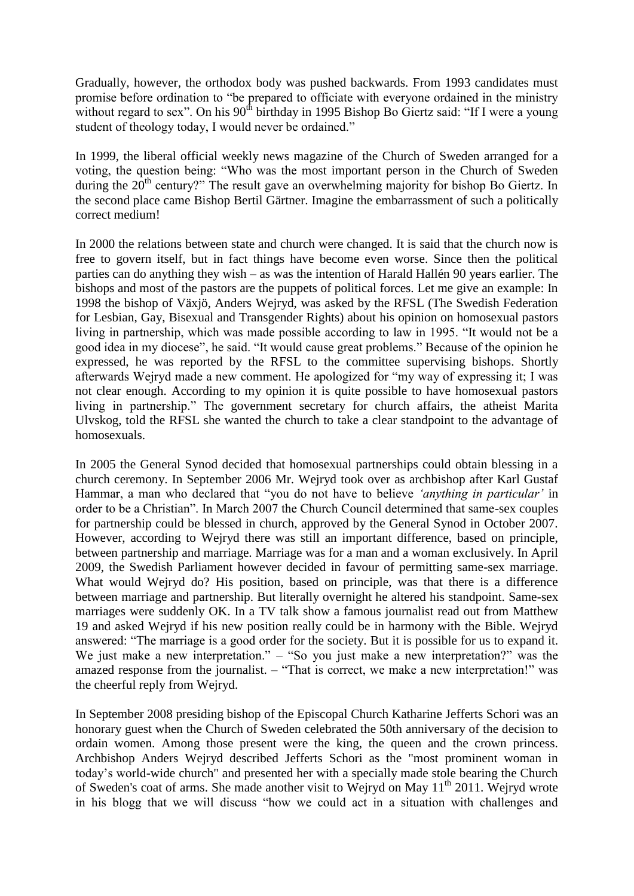Gradually, however, the orthodox body was pushed backwards. From 1993 candidates must promise before ordination to "be prepared to officiate with everyone ordained in the ministry without regard to sex". On his 90th birthday in 1995 Bishop Bo Giertz said: "If I were a young student of theology today, I would never be ordained."

In 1999, the liberal official weekly news magazine of the Church of Sweden arranged for a voting, the question being: "Who was the most important person in the Church of Sweden during the 20th century?" The result gave an overwhelming majority for bishop Bo Giertz. In the second place came Bishop Bertil Gärtner. Imagine the embarrassment of such a politically correct medium!

In 2000 the relations between state and church were changed. It is said that the church now is free to govern itself, but in fact things have become even worse. Since then the political parties can do anything they wish – as was the intention of Harald Hallén 90 years earlier. The bishops and most of the pastors are the puppets of political forces. Let me give an example: In 1998 the bishop of Växjö, Anders Wejryd, was asked by the RFSL (The Swedish Federation for Lesbian, Gay, Bisexual and Transgender Rights) about his opinion on homosexual pastors living in partnership, which was made possible according to law in 1995. "It would not be a good idea in my diocese", he said. "It would cause great problems." Because of the opinion he expressed, he was reported by the RFSL to the committee supervising bishops. Shortly afterwards Wejryd made a new comment. He apologized for "my way of expressing it; I was not clear enough. According to my opinion it is quite possible to have homosexual pastors living in partnership." The government secretary for church affairs, the atheist Marita Ulvskog, told the RFSL she wanted the church to take a clear standpoint to the advantage of homosexuals.

In 2005 the General Synod decided that homosexual partnerships could obtain blessing in a church ceremony. In September 2006 Mr. Wejryd took over as archbishop after Karl Gustaf Hammar, a man who declared that "you do not have to believe *'anything in particular'* in order to be a Christian". In March 2007 the Church Council determined that same-sex couples for partnership could be blessed in church, approved by the General Synod in October 2007. However, according to Wejryd there was still an important difference, based on principle, between partnership and marriage. Marriage was for a man and a woman exclusively. In April 2009, the Swedish Parliament however decided in favour of permitting same-sex marriage. What would Wejryd do? His position, based on principle, was that there is a difference between marriage and partnership. But literally overnight he altered his standpoint. Same-sex marriages were suddenly OK. In a TV talk show a famous journalist read out from Matthew 19 and asked Wejryd if his new position really could be in harmony with the Bible. Wejryd answered: "The marriage is a good order for the society. But it is possible for us to expand it. We just make a new interpretation." – "So you just make a new interpretation?" was the amazed response from the journalist. – "That is correct, we make a new interpretation!" was the cheerful reply from Wejryd.

In September 2008 presiding bishop of the Episcopal Church Katharine Jefferts Schori was an honorary guest when the Church of Sweden celebrated the 50th anniversary of the decision to ordain women. Among those present were the king, the queen and the crown princess. Archbishop Anders Wejryd described Jefferts Schori as the "most prominent woman in today's world-wide church" and presented her with a specially made stole bearing the Church of Sweden's coat of arms. She made another visit to Wejryd on May 11th 2011. Wejryd wrote in his blogg that we will discuss "how we could act in a situation with challenges and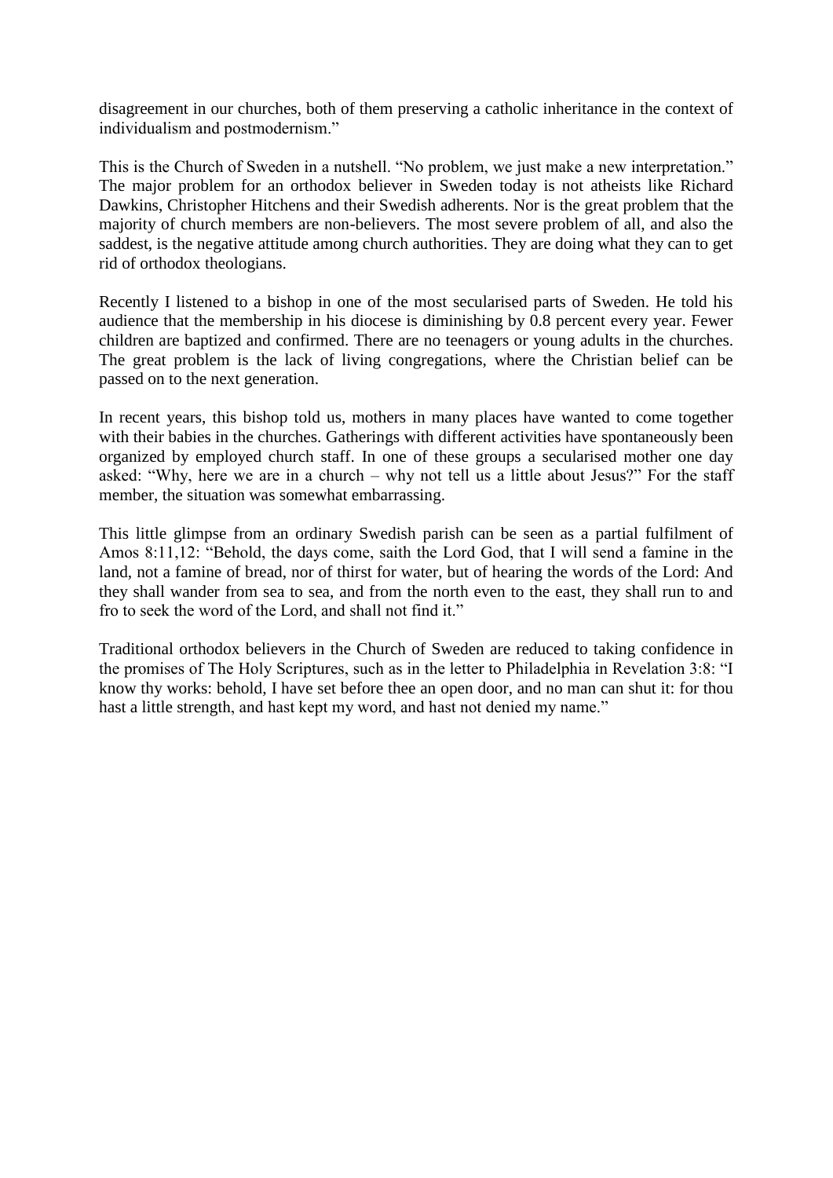disagreement in our churches, both of them preserving a catholic inheritance in the context of individualism and postmodernism."

This is the Church of Sweden in a nutshell. "No problem, we just make a new interpretation." The major problem for an orthodox believer in Sweden today is not atheists like Richard Dawkins, Christopher Hitchens and their Swedish adherents. Nor is the great problem that the majority of church members are non-believers. The most severe problem of all, and also the saddest, is the negative attitude among church authorities. They are doing what they can to get rid of orthodox theologians.

Recently I listened to a bishop in one of the most secularised parts of Sweden. He told his audience that the membership in his diocese is diminishing by 0.8 percent every year. Fewer children are baptized and confirmed. There are no teenagers or young adults in the churches. The great problem is the lack of living congregations, where the Christian belief can be passed on to the next generation.

In recent years, this bishop told us, mothers in many places have wanted to come together with their babies in the churches. Gatherings with different activities have spontaneously been organized by employed church staff. In one of these groups a secularised mother one day asked: "Why, here we are in a church – why not tell us a little about Jesus?" For the staff member, the situation was somewhat embarrassing.

This little glimpse from an ordinary Swedish parish can be seen as a partial fulfilment of Amos 8:11,12: "Behold, the days come, saith the Lord God, that I will send a famine in the land, not a famine of bread, nor of thirst for water, but of hearing the words of the Lord: And they shall wander from sea to sea, and from the north even to the east, they shall run to and fro to seek the word of the Lord, and shall not find it."

Traditional orthodox believers in the Church of Sweden are reduced to taking confidence in the promises of The Holy Scriptures, such as in the letter to Philadelphia in Revelation 3:8: "I know thy works: behold, I have set before thee an open door, and no man can shut it: for thou hast a little strength, and hast kept my word, and hast not denied my name."